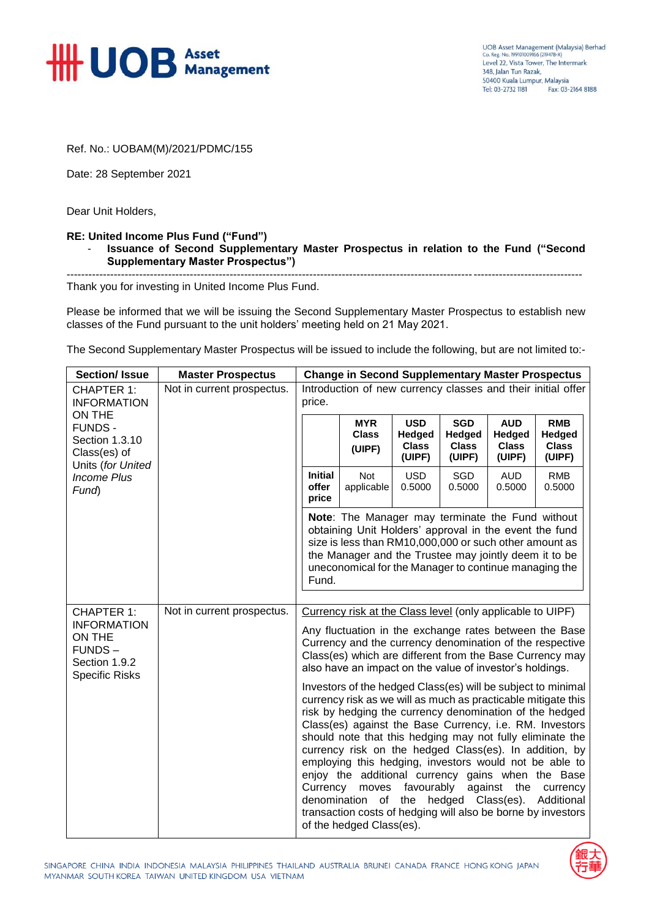Ref. No.: UOBAM(M)/2021/PDMC/155

Date: 28 September 2021

Dear Unit Holders,

**RE: United Income Plus Fund ("Fund")**

- **Issuance of Second Supplementary Master Prospectus in relation to the Fund ("Second Supplementary Master Prospectus")**

---

Thank you for investing in United Income Plus Fund.

Please be informed that we will be issuing the Second Supplementary Master Prospectus to establish new classes of the Fund pursuant to the unit holders' meeting held on 21 May 2021.

The Second Supplementary Master Prospectus will be issued to include the following, but are not limited to:-

| Section/ Issue | Master Prospectus | Change in Second Supplementary Master Prospectus |
|---|---|---|
| CHAPTER 1: INFORMATION ON THE FUNDS - Section 1.3.10 Class(es) of Units (*for United Income Plus Fund*) | Not in current prospectus. | Introduction of new currency classes and their initial offer price.<br><br>\| \| **MYR Class (UIPF)** \| **USD Hedged Class (UIPF)** \| **SGD Hedged Class (UIPF)** \| **AUD Hedged Class (UIPF)** \| **RMB Hedged Class (UIPF)** \|<br>\| **Initial offer price** \| Not applicable \| USD 0.5000 \| SGD 0.5000 \| AUD 0.5000 \| RMB 0.5000 \|<br><br>**Note**: The Manager may terminate the Fund without obtaining Unit Holders' approval in the event the fund size is less than RM10,000,000 or such other amount as the Manager and the Trustee may jointly deem it to be uneconomical for the Manager to continue managing the Fund. |
| CHAPTER 1: INFORMATION ON THE FUNDS – Section 1.9.2 Specific Risks | Not in current prospectus. | <u>Currency risk at the Class level</u> (only applicable to UIPF)<br><br>Any fluctuation in the exchange rates between the Base Currency and the currency denomination of the respective Class(es) which are different from the Base Currency may also have an impact on the value of investor's holdings.<br><br>Investors of the hedged Class(es) will be subject to minimal currency risk as we will as much as practicable mitigate this risk by hedging the currency denomination of the hedged Class(es) against the Base Currency, i.e. RM. Investors should note that this hedging may not fully eliminate the currency risk on the hedged Class(es). In addition, by employing this hedging, investors would not be able to enjoy the additional currency gains when the Base Currency moves favourably against the currency denomination of the hedged Class(es). Additional transaction costs of hedging will also be borne by investors of the hedged Class(es). |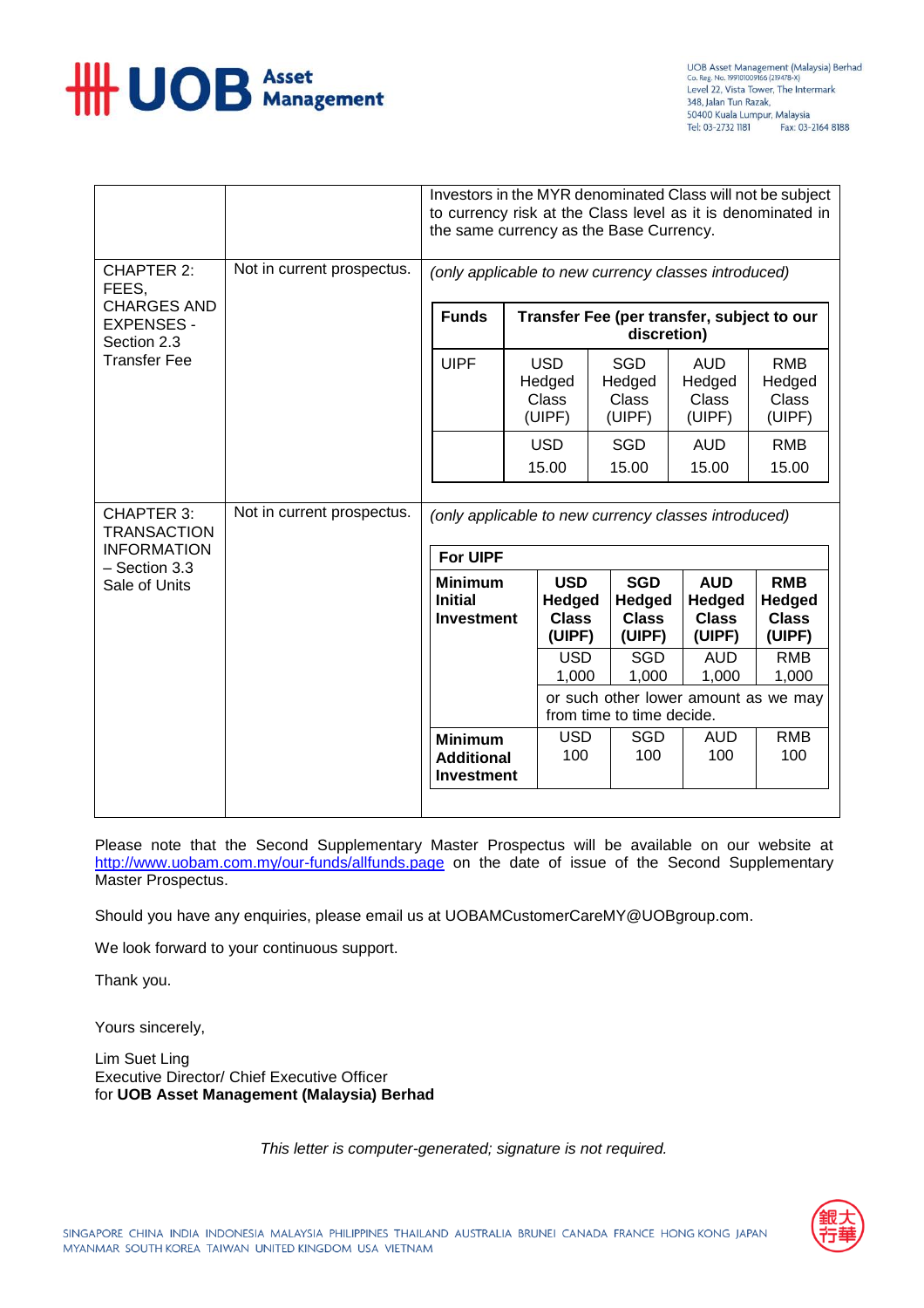| | | |
|---|---|---|
| | | Investors in the MYR denominated Class will not be subject to currency risk at the Class level as it is denominated in the same currency as the Base Currency. |
| CHAPTER 2: FEES, CHARGES AND EXPENSES - Section 2.3 Transfer Fee | Not in current prospectus. | *(only applicable to new currency classes introduced)* |
| CHAPTER 3: TRANSACTION INFORMATION – Section 3.3 Sale of Units | Not in current prospectus. | *(only applicable to new currency classes introduced)* |

| **Funds** | **Transfer Fee (per transfer, subject to our discretion)** | | | |
|---|---|---|---|---|
| UIPF | USD Hedged Class (UIPF) | SGD Hedged Class (UIPF) | AUD Hedged Class (UIPF) | RMB Hedged Class (UIPF) |
| | USD 15.00 | SGD 15.00 | AUD 15.00 | RMB 15.00 |

| **For UIPF** | | | | |
|---|---|---|---|---|
| **Minimum Initial Investment** | **USD Hedged Class (UIPF)** | **SGD Hedged Class (UIPF)** | **AUD Hedged Class (UIPF)** | **RMB Hedged Class (UIPF)** |
| | USD 1,000 | SGD 1,000 | AUD 1,000 | RMB 1,000 |
| | or such other lower amount as we may from time to time decide. | | | |
| **Minimum Additional Investment** | USD 100 | SGD 100 | AUD 100 | RMB 100 |

Please note that the Second Supplementary Master Prospectus will be available on our website at http://www.uobam.com.my/our-funds/allfunds.page on the date of issue of the Second Supplementary Master Prospectus.

Should you have any enquiries, please email us at UOBAMCustomerCareMY@UOBgroup.com.

We look forward to your continuous support.

Thank you.

Yours sincerely,

Lim Suet Ling
Executive Director/ Chief Executive Officer
for **UOB Asset Management (Malaysia) Berhad**

*This letter is computer-generated; signature is not required.*